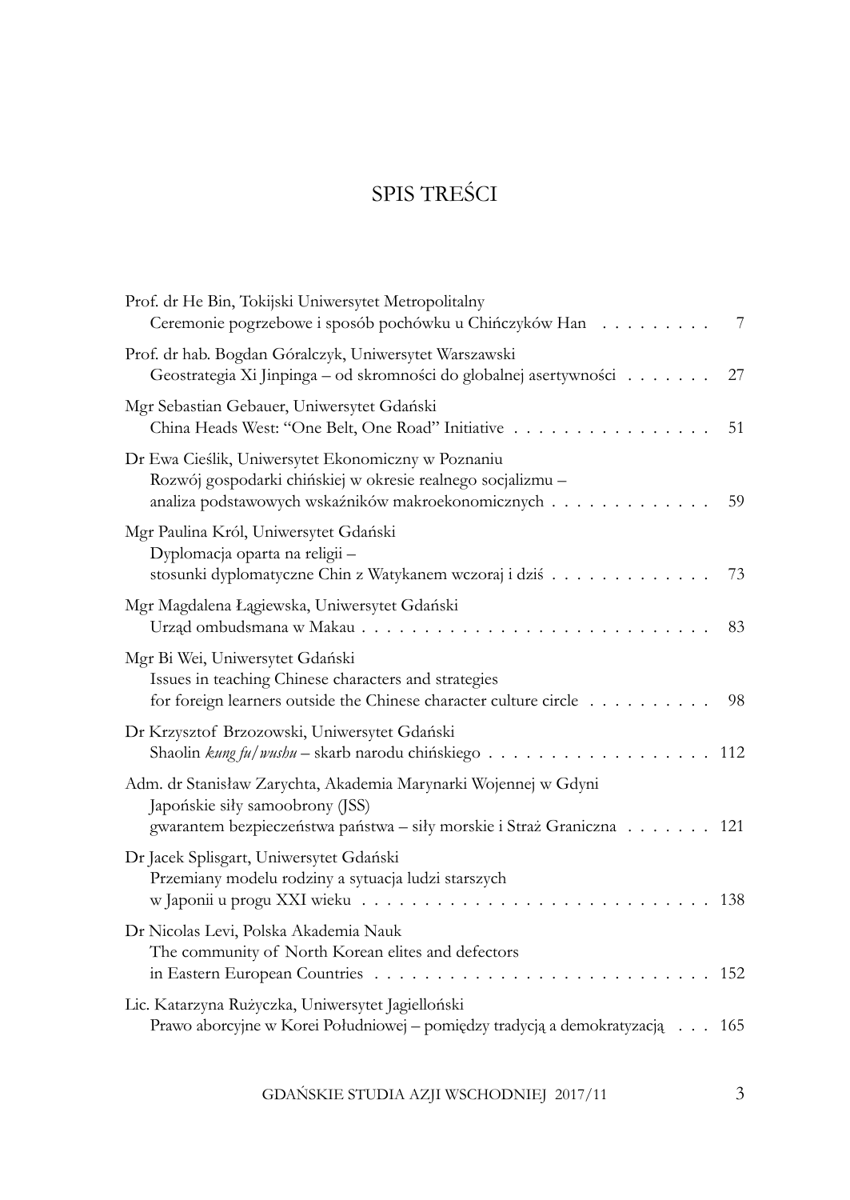# SPIS TREŚCI

Prof. dr He Bin, Tokijski Uniwersytet Metropolitalny
Ceremonie pogrzebowe i sposób pochówku u Chińczyków Han . . . . . . . . . 7

Prof. dr hab. Bogdan Góralczyk, Uniwersytet Warszawski
Geostrategia Xi Jinpinga – od skromności do globalnej asertywności . . . . . . . 27

Mgr Sebastian Gebauer, Uniwersytet Gdański
China Heads West: "One Belt, One Road" Initiative . . . . . . . . . . . . . . . . 51

Dr Ewa Cieślik, Uniwersytet Ekonomiczny w Poznaniu
Rozwój gospodarki chińskiej w okresie realnego socjalizmu –
analiza podstawowych wskaźników makroekonomicznych . . . . . . . . . . . . . 59

Mgr Paulina Król, Uniwersytet Gdański
Dyplomacja oparta na religii –
stosunki dyplomatyczne Chin z Watykanem wczoraj i dziś . . . . . . . . . . . . . 73

Mgr Magdalena Łągiewska, Uniwersytet Gdański
Urząd ombudsmana w Makau . . . . . . . . . . . . . . . . . . . . . . . . . . . . 83

Mgr Bi Wei, Uniwersytet Gdański
Issues in teaching Chinese characters and strategies
for foreign learners outside the Chinese character culture circle . . . . . . . . . . 98

Dr Krzysztof Brzozowski, Uniwersytet Gdański
Shaolin *kung fu/wushu* – skarb narodu chińskiego . . . . . . . . . . . . . . . . . . 112

Adm. dr Stanisław Zarychta, Akademia Marynarki Wojennej w Gdyni
Japońskie siły samoobrony (JSS)
gwarantem bezpieczeństwa państwa – siły morskie i Straż Graniczna . . . . . . . 121

Dr Jacek Splisgart, Uniwersytet Gdański
Przemiany modelu rodziny a sytuacja ludzi starszych
w Japonii u progu XXI wieku . . . . . . . . . . . . . . . . . . . . . . . . . . . 138

Dr Nicolas Levi, Polska Akademia Nauk
The community of North Korean elites and defectors
in Eastern European Countries . . . . . . . . . . . . . . . . . . . . . . . . . . . 152

Lic. Katarzyna Rużyczka, Uniwersytet Jagielloński
Prawo aborcyjne w Korei Południowej – pomiędzy tradycją a demokratyzacją . . . 165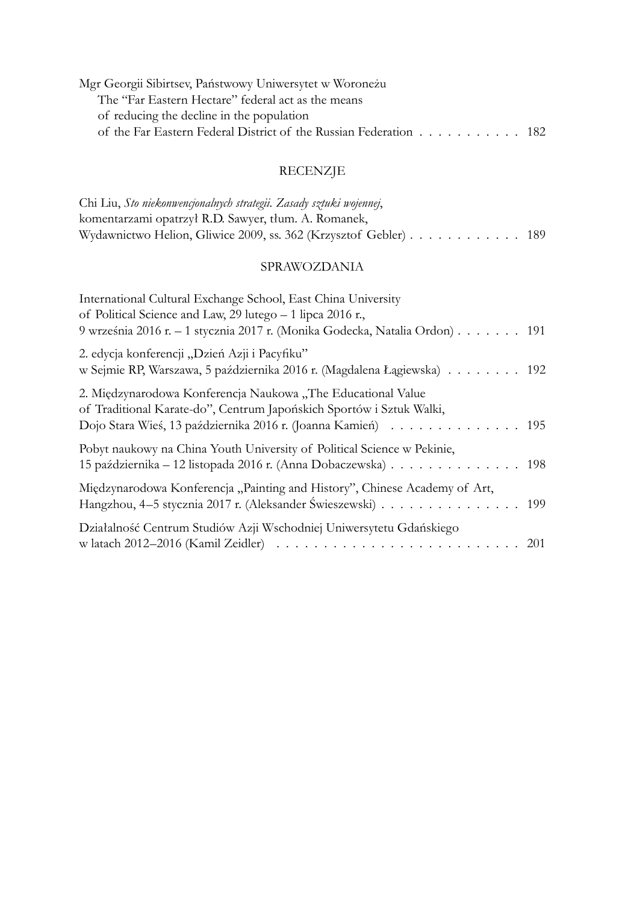Mgr Georgii Sibirtsev, Państwowy Uniwersytet w Woroneżu
The "Far Eastern Hectare" federal act as the means of reducing the decline in the population of the Far Eastern Federal District of the Russian Federation . . . . . . . . . . . 182

## RECENZJE

Chi Liu, *Sto niekonwencjonalnych strategii. Zasady sztuki wojennej*, komentarzami opatrzył R.D. Sawyer, tłum. A. Romanek, Wydawnictwo Helion, Gliwice 2009, ss. 362 (Krzysztof Gebler) . . . . . . . . . . . . 189

## SPRAWOZDANIA

International Cultural Exchange School, East China University of Political Science and Law, 29 lutego – 1 lipca 2016 r., 9 września 2016 r. – 1 stycznia 2017 r. (Monika Godecka, Natalia Ordon) . . . . . . . 191

2. edycja konferencji „Dzień Azji i Pacyfiku" w Sejmie RP, Warszawa, 5 października 2016 r. (Magdalena Łągiewska) . . . . . . . . 192

2. Międzynarodowa Konferencja Naukowa „The Educational Value of Traditional Karate-do", Centrum Japońskich Sportów i Sztuk Walki, Dojo Stara Wieś, 13 października 2016 r. (Joanna Kamień) . . . . . . . . . . . . . . 195

Pobyt naukowy na China Youth University of Political Science w Pekinie, 15 października – 12 listopada 2016 r. (Anna Dobaczewska) . . . . . . . . . . . . . . 198

Międzynarodowa Konferencja „Painting and History", Chinese Academy of Art, Hangzhou, 4–5 stycznia 2017 r. (Aleksander Świeszewski) . . . . . . . . . . . . . . . . 199

Działalność Centrum Studiów Azji Wschodniej Uniwersytetu Gdańskiego w latach 2012–2016 (Kamil Zeidler) . . . . . . . . . . . . . . . . . . . . . . . . . . 201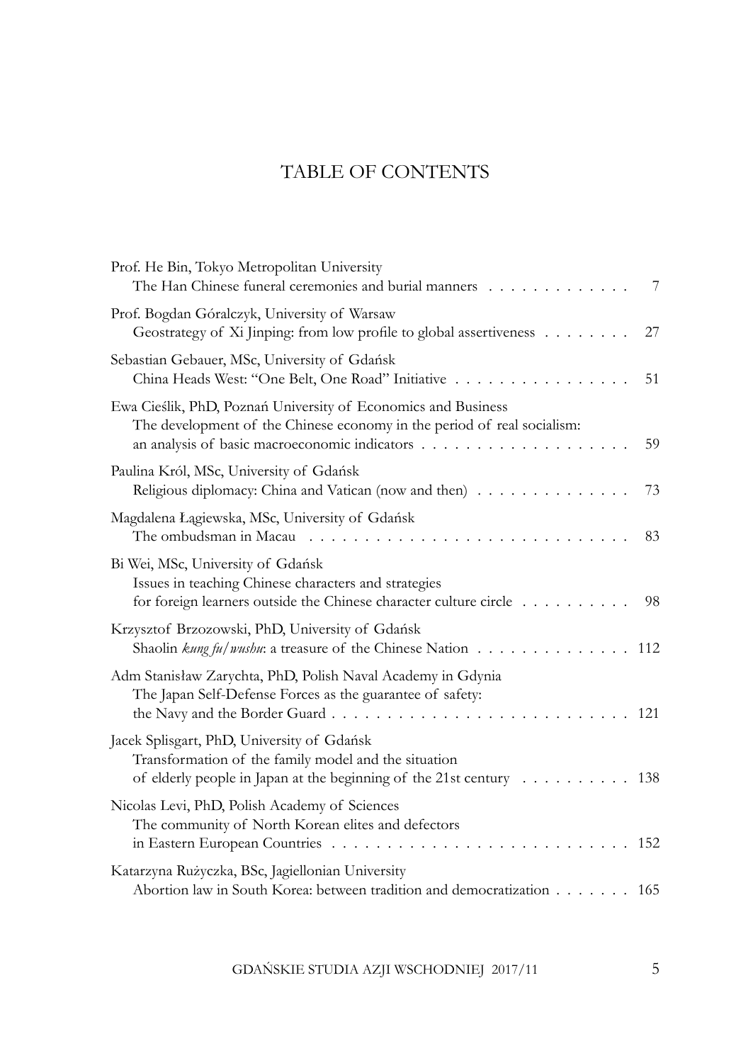# TABLE OF CONTENTS

Prof. He Bin, Tokyo Metropolitan University
The Han Chinese funeral ceremonies and burial manners . . . . . . . . . . . . . 7

Prof. Bogdan Góralczyk, University of Warsaw
Geostrategy of Xi Jinping: from low profile to global assertiveness . . . . . . . . 27

Sebastian Gebauer, MSc, University of Gdańsk
China Heads West: "One Belt, One Road" Initiative . . . . . . . . . . . . . . . . 51

Ewa Cieślik, PhD, Poznań University of Economics and Business
The development of the Chinese economy in the period of real socialism: an analysis of basic macroeconomic indicators . . . . . . . . . . . . . . . . . . . 59

Paulina Król, MSc, University of Gdańsk
Religious diplomacy: China and Vatican (now and then) . . . . . . . . . . . . . . 73

Magdalena Łągiewska, MSc, University of Gdańsk
The ombudsman in Macau . . . . . . . . . . . . . . . . . . . . . . . . . . . . 83

Bi Wei, MSc, University of Gdańsk
Issues in teaching Chinese characters and strategies for foreign learners outside the Chinese character culture circle . . . . . . . . . . 98

Krzysztof Brzozowski, PhD, University of Gdańsk
Shaolin *kung fu/wushu*: a treasure of the Chinese Nation . . . . . . . . . . . . . . 112

Adm Stanisław Zarychta, PhD, Polish Naval Academy in Gdynia
The Japan Self-Defense Forces as the guarantee of safety: the Navy and the Border Guard . . . . . . . . . . . . . . . . . . . . . . . . . . . 121

Jacek Splisgart, PhD, University of Gdańsk
Transformation of the family model and the situation of elderly people in Japan at the beginning of the 21st century . . . . . . . . . . 138

Nicolas Levi, PhD, Polish Academy of Sciences
The community of North Korean elites and defectors in Eastern European Countries . . . . . . . . . . . . . . . . . . . . . . . . . . . 152

Katarzyna Rużyczka, BSc, Jagiellonian University
Abortion law in South Korea: between tradition and democratization . . . . . . . 165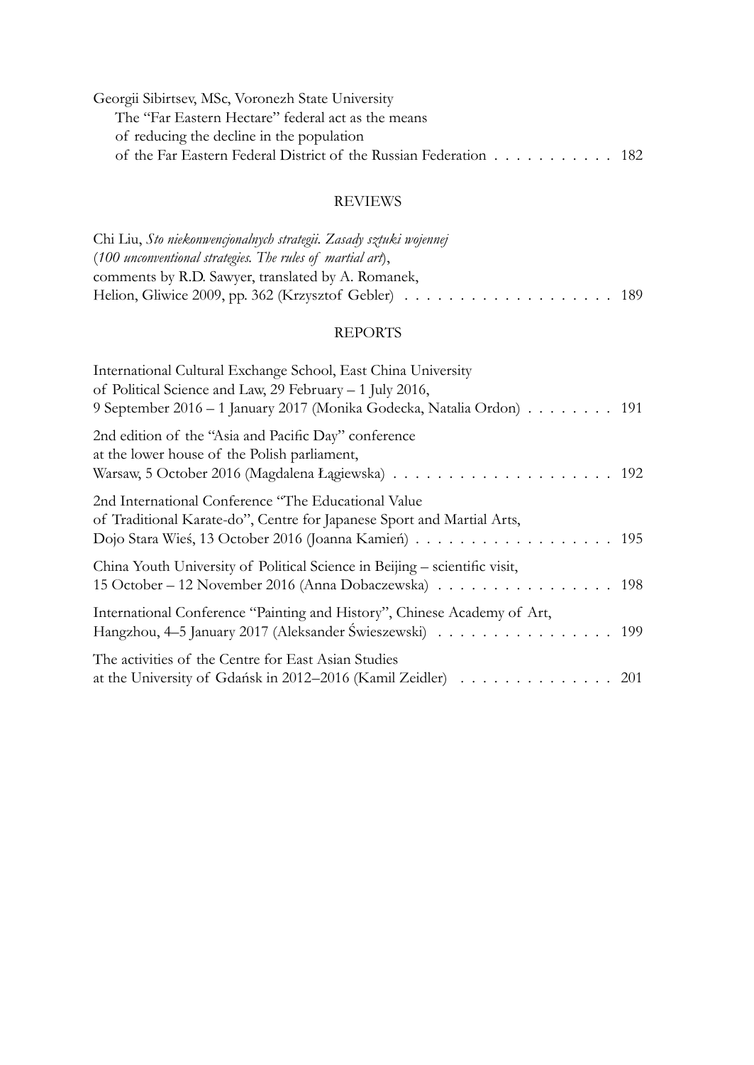Georgii Sibirtsev, MSc, Voronezh State University
The "Far Eastern Hectare" federal act as the means of reducing the decline in the population of the Far Eastern Federal District of the Russian Federation . . . . . . . . . . . 182

## REVIEWS

Chi Liu, *Sto niekonwencjonalnych strategii. Zasady sztuki wojennej* (*100 unconventional strategies. The rules of martial art*), comments by R.D. Sawyer, translated by A. Romanek, Helion, Gliwice 2009, pp. 362 (Krzysztof Gebler) . . . . . . . . . . . . . . . . . . . 189

## REPORTS

International Cultural Exchange School, East China University of Political Science and Law, 29 February – 1 July 2016, 9 September 2016 – 1 January 2017 (Monika Godecka, Natalia Ordon) . . . . . . . . 191

2nd edition of the "Asia and Pacific Day" conference at the lower house of the Polish parliament, Warsaw, 5 October 2016 (Magdalena Łągiewska) . . . . . . . . . . . . . . . . . . . . 192

2nd International Conference "The Educational Value of Traditional Karate-do", Centre for Japanese Sport and Martial Arts, Dojo Stara Wieś, 13 October 2016 (Joanna Kamień) . . . . . . . . . . . . . . . . . . 195

China Youth University of Political Science in Beijing – scientific visit, 15 October – 12 November 2016 (Anna Dobaczewska) . . . . . . . . . . . . . . . . 198

International Conference "Painting and History", Chinese Academy of Art, Hangzhou, 4–5 January 2017 (Aleksander Świeszewski) . . . . . . . . . . . . . . . . 199

The activities of the Centre for East Asian Studies at the University of Gdańsk in 2012–2016 (Kamil Zeidler) . . . . . . . . . . . . . . 201